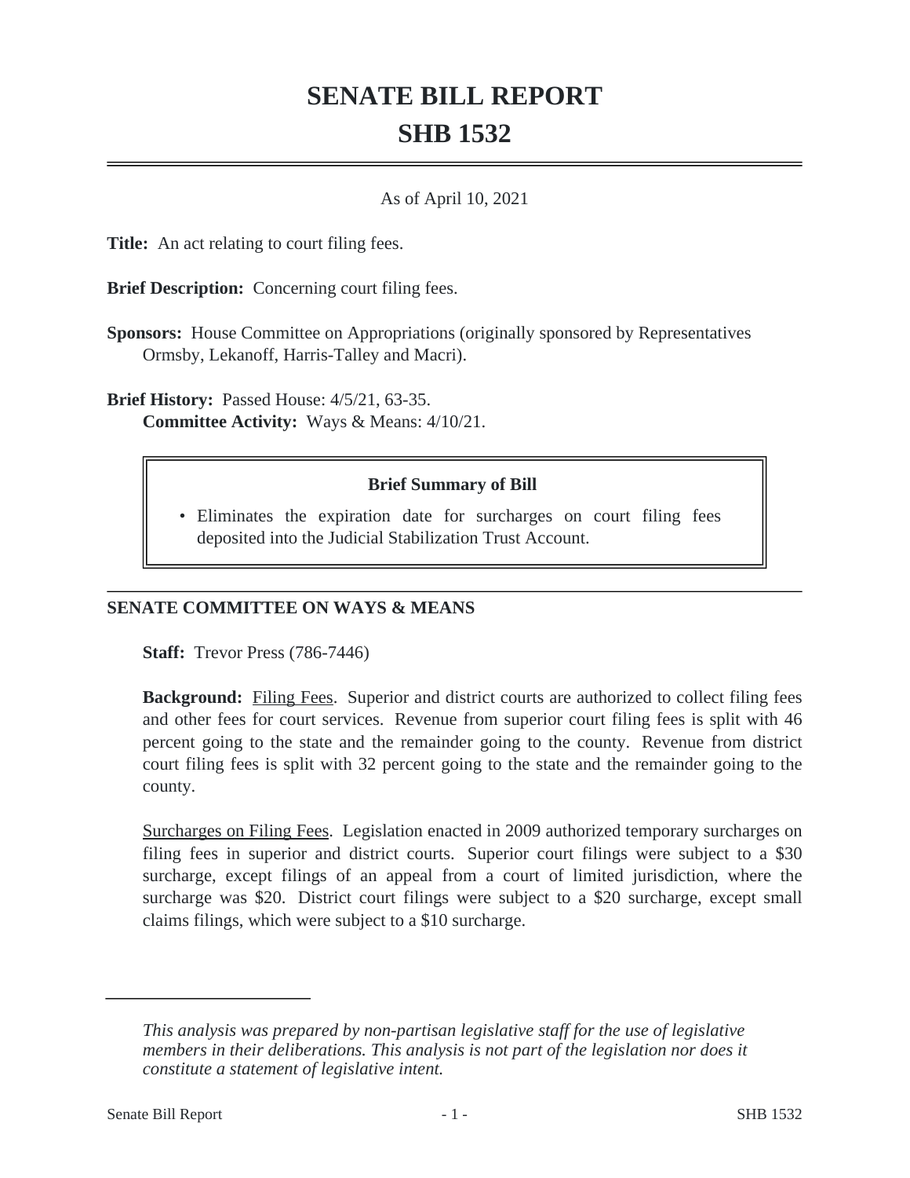# SENATE BILL REPORT
# SHB 1532

As of April 10, 2021

**Title:** An act relating to court filing fees.

**Brief Description:** Concerning court filing fees.

**Sponsors:** House Committee on Appropriations (originally sponsored by Representatives Ormsby, Lekanoff, Harris-Talley and Macri).

**Brief History:** Passed House: 4/5/21, 63-35.
**Committee Activity:** Ways & Means: 4/10/21.

**Brief Summary of Bill**

- Eliminates the expiration date for surcharges on court filing fees deposited into the Judicial Stabilization Trust Account.

## SENATE COMMITTEE ON WAYS & MEANS

**Staff:** Trevor Press (786-7446)

**Background:** Filing Fees. Superior and district courts are authorized to collect filing fees and other fees for court services. Revenue from superior court filing fees is split with 46 percent going to the state and the remainder going to the county. Revenue from district court filing fees is split with 32 percent going to the state and the remainder going to the county.

Surcharges on Filing Fees. Legislation enacted in 2009 authorized temporary surcharges on filing fees in superior and district courts. Superior court filings were subject to a $30 surcharge, except filings of an appeal from a court of limited jurisdiction, where the surcharge was $20. District court filings were subject to a $20 surcharge, except small claims filings, which were subject to a $10 surcharge.

---

*This analysis was prepared by non-partisan legislative staff for the use of legislative members in their deliberations. This analysis is not part of the legislation nor does it constitute a statement of legislative intent.*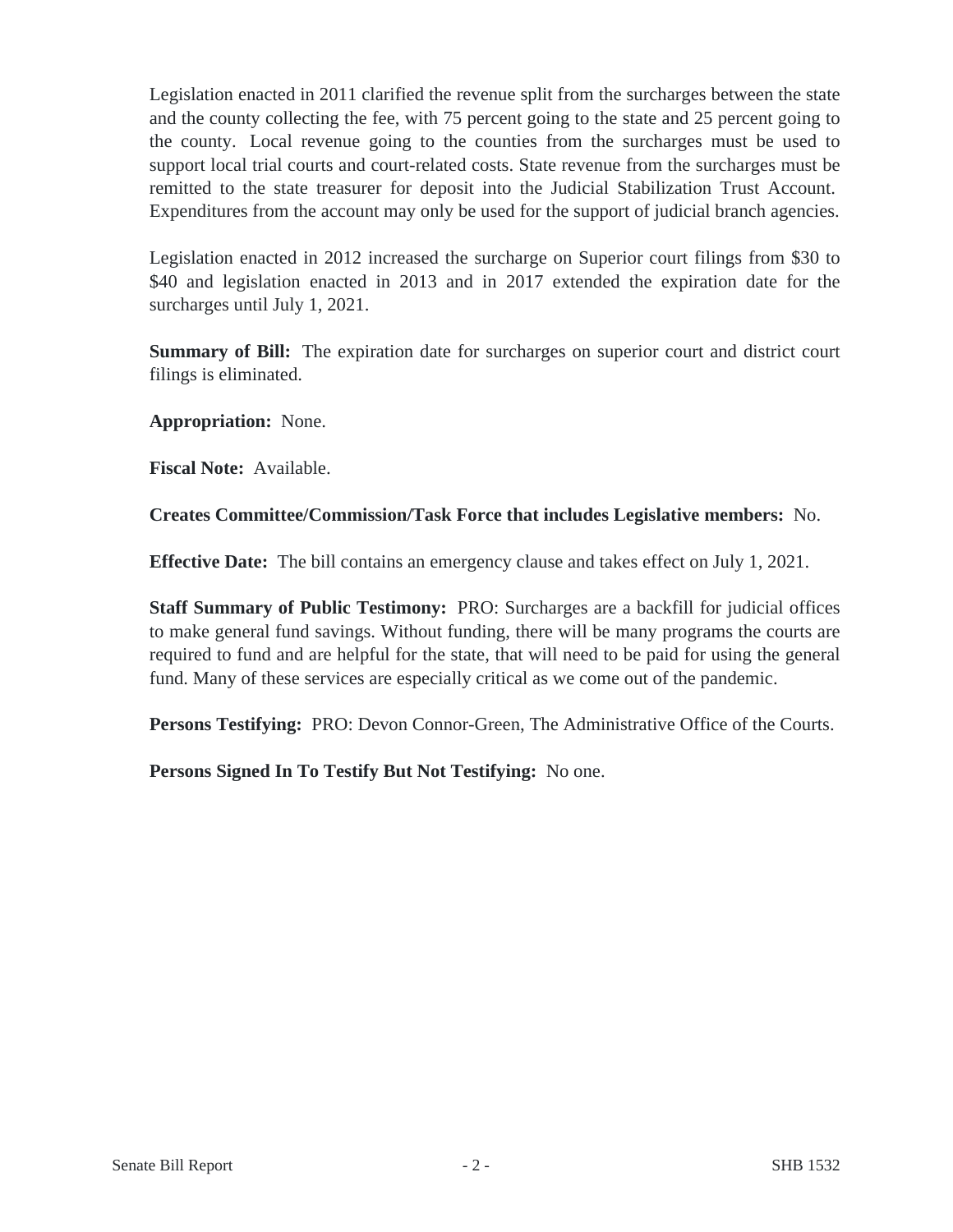Legislation enacted in 2011 clarified the revenue split from the surcharges between the state and the county collecting the fee, with 75 percent going to the state and 25 percent going to the county. Local revenue going to the counties from the surcharges must be used to support local trial courts and court-related costs. State revenue from the surcharges must be remitted to the state treasurer for deposit into the Judicial Stabilization Trust Account. Expenditures from the account may only be used for the support of judicial branch agencies.

Legislation enacted in 2012 increased the surcharge on Superior court filings from $30 to $40 and legislation enacted in 2013 and in 2017 extended the expiration date for the surcharges until July 1, 2021.

**Summary of Bill:** The expiration date for surcharges on superior court and district court filings is eliminated.

**Appropriation:** None.

**Fiscal Note:** Available.

**Creates Committee/Commission/Task Force that includes Legislative members:** No.

**Effective Date:** The bill contains an emergency clause and takes effect on July 1, 2021.

**Staff Summary of Public Testimony:** PRO: Surcharges are a backfill for judicial offices to make general fund savings. Without funding, there will be many programs the courts are required to fund and are helpful for the state, that will need to be paid for using the general fund. Many of these services are especially critical as we come out of the pandemic.

**Persons Testifying:** PRO: Devon Connor-Green, The Administrative Office of the Courts.

**Persons Signed In To Testify But Not Testifying:** No one.